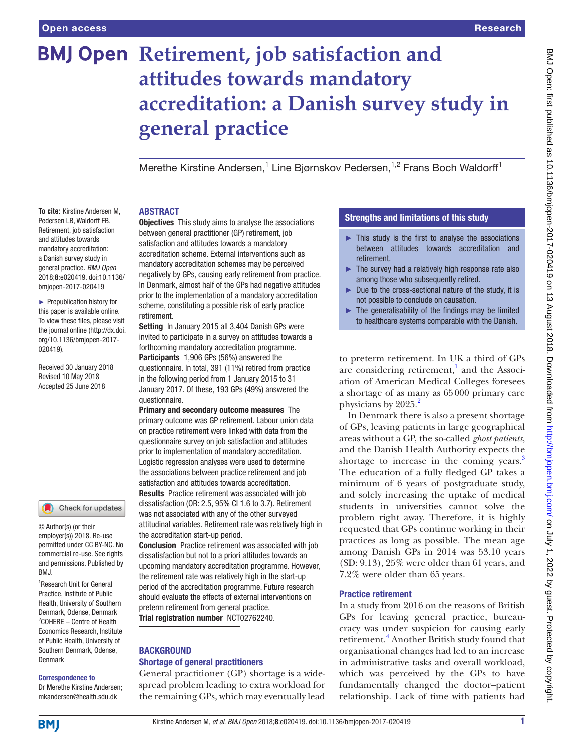# Retirement, job satisfaction and attitudes towards mandatory accreditation: a Danish survey study in general practice

Merethe Kirstine Andersen,[1] Line Bjørnskov Pedersen,[1,2] Frans Boch Waldorff[1]

**To cite:** Kirstine Andersen M, Pedersen LB, Waldorff FB. Retirement, job satisfaction and attitudes towards mandatory accreditation: a Danish survey study in general practice. *BMJ Open* 2018;**8**:e020419. doi:10.1136/bmjopen-2017-020419

► Prepublication history for this paper is available online. To view these files, please visit the journal online (http://dx.doi.org/10.1136/bmjopen-2017-020419).

Received 30 January 2018
Revised 10 May 2018
Accepted 25 June 2018

© Author(s) (or their employer(s)) 2018. Re-use permitted under CC BY-NC. No commercial re-use. See rights and permissions. Published by BMJ.

[1]Research Unit for General Practice, Institute of Public Health, University of Southern Denmark, Odense, Denmark
[2]COHERE – Centre of Health Economics Research, Institute of Public Health, University of Southern Denmark, Odense, Denmark

**Correspondence to**
Dr Merethe Kirstine Andersen; mkandersen@health.sdu.dk

## ABSTRACT

**Objectives** This study aims to analyse the associations between general practitioner (GP) retirement, job satisfaction and attitudes towards a mandatory accreditation scheme. External interventions such as mandatory accreditation schemes may be perceived negatively by GPs, causing early retirement from practice. In Denmark, almost half of the GPs had negative attitudes prior to the implementation of a mandatory accreditation scheme, constituting a possible risk of early practice retirement.

**Setting** In January 2015 all 3,404 Danish GPs were invited to participate in a survey on attitudes towards a forthcoming mandatory accreditation programme.

**Participants** 1,906 GPs (56%) answered the questionnaire. In total, 391 (11%) retired from practice in the following period from 1 January 2015 to 31 January 2017. Of these, 193 GPs (49%) answered the questionnaire.

**Primary and secondary outcome measures** The primary outcome was GP retirement. Labour union data on practice retirement were linked with data from the questionnaire survey on job satisfaction and attitudes prior to implementation of mandatory accreditation. Logistic regression analyses were used to determine the associations between practice retirement and job satisfaction and attitudes towards accreditation.

**Results** Practice retirement was associated with job dissatisfaction (OR: 2.5, 95% CI 1.6 to 3.7). Retirement was not associated with any of the other surveyed attitudinal variables. Retirement rate was relatively high in the accreditation start-up period.

**Conclusion** Practice retirement was associated with job dissatisfaction but not to a priori attitudes towards an upcoming mandatory accreditation programme. However, the retirement rate was relatively high in the start-up period of the accreditation programme. Future research should evaluate the effects of external interventions on preterm retirement from general practice.

**Trial registration number** NCT02762240.

## Strengths and limitations of this study

- ► This study is the first to analyse the associations between attitudes towards accreditation and retirement.
- ► The survey had a relatively high response rate also among those who subsequently retired.
- ► Due to the cross-sectional nature of the study, it is not possible to conclude on causation.
- ► The generalisability of the findings may be limited to healthcare systems comparable with the Danish.

## BACKGROUND

### Shortage of general practitioners

General practitioner (GP) shortage is a widespread problem leading to extra workload for the remaining GPs, which may eventually lead to preterm retirement. In UK a third of GPs are considering retirement,[1] and the Association of American Medical Colleges foresees a shortage of as many as 65 000 primary care physicians by 2025.[2]

In Denmark there is also a present shortage of GPs, leaving patients in large geographical areas without a GP, the so-called *ghost patients*, and the Danish Health Authority expects the shortage to increase in the coming years.[3] The education of a fully fledged GP takes a minimum of 6 years of postgraduate study, and solely increasing the uptake of medical students in universities cannot solve the problem right away. Therefore, it is highly requested that GPs continue working in their practices as long as possible. The mean age among Danish GPs in 2014 was 53.10 years (SD: 9.13), 25% were older than 61 years, and 7.2% were older than 65 years.

### Practice retirement

In a study from 2016 on the reasons of British GPs for leaving general practice, bureaucracy was under suspicion for causing early retirement.[4] Another British study found that organisational changes had led to an increase in administrative tasks and overall workload, which was perceived by the GPs to have fundamentally changed the doctor–patient relationship. Lack of time with patients had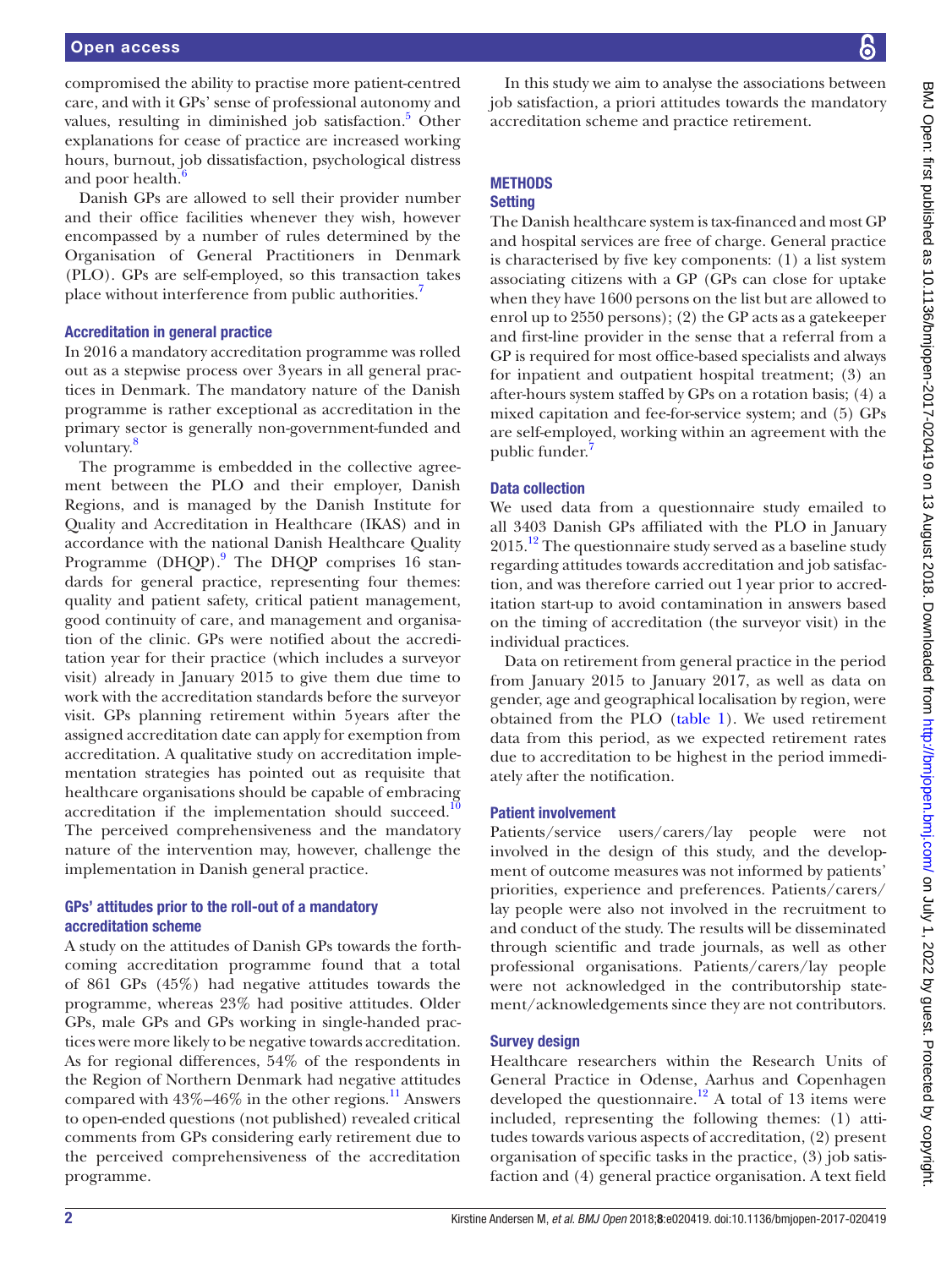compromised the ability to practise more patient-centred care, and with it GPs' sense of professional autonomy and values, resulting in diminished job satisfaction.[5] Other explanations for cease of practice are increased working hours, burnout, job dissatisfaction, psychological distress and poor health.[6]

Danish GPs are allowed to sell their provider number and their office facilities whenever they wish, however encompassed by a number of rules determined by the Organisation of General Practitioners in Denmark (PLO). GPs are self-employed, so this transaction takes place without interference from public authorities.[7]

### Accreditation in general practice

In 2016 a mandatory accreditation programme was rolled out as a stepwise process over 3 years in all general practices in Denmark. The mandatory nature of the Danish programme is rather exceptional as accreditation in the primary sector is generally non-government-funded and voluntary.[8]

The programme is embedded in the collective agreement between the PLO and their employer, Danish Regions, and is managed by the Danish Institute for Quality and Accreditation in Healthcare (IKAS) and in accordance with the national Danish Healthcare Quality Programme (DHQP).[9] The DHQP comprises 16 standards for general practice, representing four themes: quality and patient safety, critical patient management, good continuity of care, and management and organisation of the clinic. GPs were notified about the accreditation year for their practice (which includes a surveyor visit) already in January 2015 to give them due time to work with the accreditation standards before the surveyor visit. GPs planning retirement within 5 years after the assigned accreditation date can apply for exemption from accreditation. A qualitative study on accreditation implementation strategies has pointed out as requisite that healthcare organisations should be capable of embracing accreditation if the implementation should succeed.[10] The perceived comprehensiveness and the mandatory nature of the intervention may, however, challenge the implementation in Danish general practice.

### GPs' attitudes prior to the roll-out of a mandatory accreditation scheme

A study on the attitudes of Danish GPs towards the forthcoming accreditation programme found that a total of 861 GPs (45%) had negative attitudes towards the programme, whereas 23% had positive attitudes. Older GPs, male GPs and GPs working in single-handed practices were more likely to be negative towards accreditation. As for regional differences, 54% of the respondents in the Region of Northern Denmark had negative attitudes compared with 43%–46% in the other regions.[11] Answers to open-ended questions (not published) revealed critical comments from GPs considering early retirement due to the perceived comprehensiveness of the accreditation programme.

In this study we aim to analyse the associations between job satisfaction, a priori attitudes towards the mandatory accreditation scheme and practice retirement.

## METHODS

### Setting

The Danish healthcare system is tax-financed and most GP and hospital services are free of charge. General practice is characterised by five key components: (1) a list system associating citizens with a GP (GPs can close for uptake when they have 1600 persons on the list but are allowed to enrol up to 2550 persons); (2) the GP acts as a gatekeeper and first-line provider in the sense that a referral from a GP is required for most office-based specialists and always for inpatient and outpatient hospital treatment; (3) an after-hours system staffed by GPs on a rotation basis; (4) a mixed capitation and fee-for-service system; and (5) GPs are self-employed, working within an agreement with the public funder.[7]

### Data collection

We used data from a questionnaire study emailed to all 3403 Danish GPs affiliated with the PLO in January 2015.[12] The questionnaire study served as a baseline study regarding attitudes towards accreditation and job satisfaction, and was therefore carried out 1 year prior to accreditation start-up to avoid contamination in answers based on the timing of accreditation (the surveyor visit) in the individual practices.

Data on retirement from general practice in the period from January 2015 to January 2017, as well as data on gender, age and geographical localisation by region, were obtained from the PLO (table 1). We used retirement data from this period, as we expected retirement rates due to accreditation to be highest in the period immediately after the notification.

### Patient involvement

Patients/service users/carers/lay people were not involved in the design of this study, and the development of outcome measures was not informed by patients' priorities, experience and preferences. Patients/carers/lay people were also not involved in the recruitment to and conduct of the study. The results will be disseminated through scientific and trade journals, as well as other professional organisations. Patients/carers/lay people were not acknowledged in the contributorship statement/acknowledgements since they are not contributors.

### Survey design

Healthcare researchers within the Research Units of General Practice in Odense, Aarhus and Copenhagen developed the questionnaire.[12] A total of 13 items were included, representing the following themes: (1) attitudes towards various aspects of accreditation, (2) present organisation of specific tasks in the practice, (3) job satisfaction and (4) general practice organisation. A text field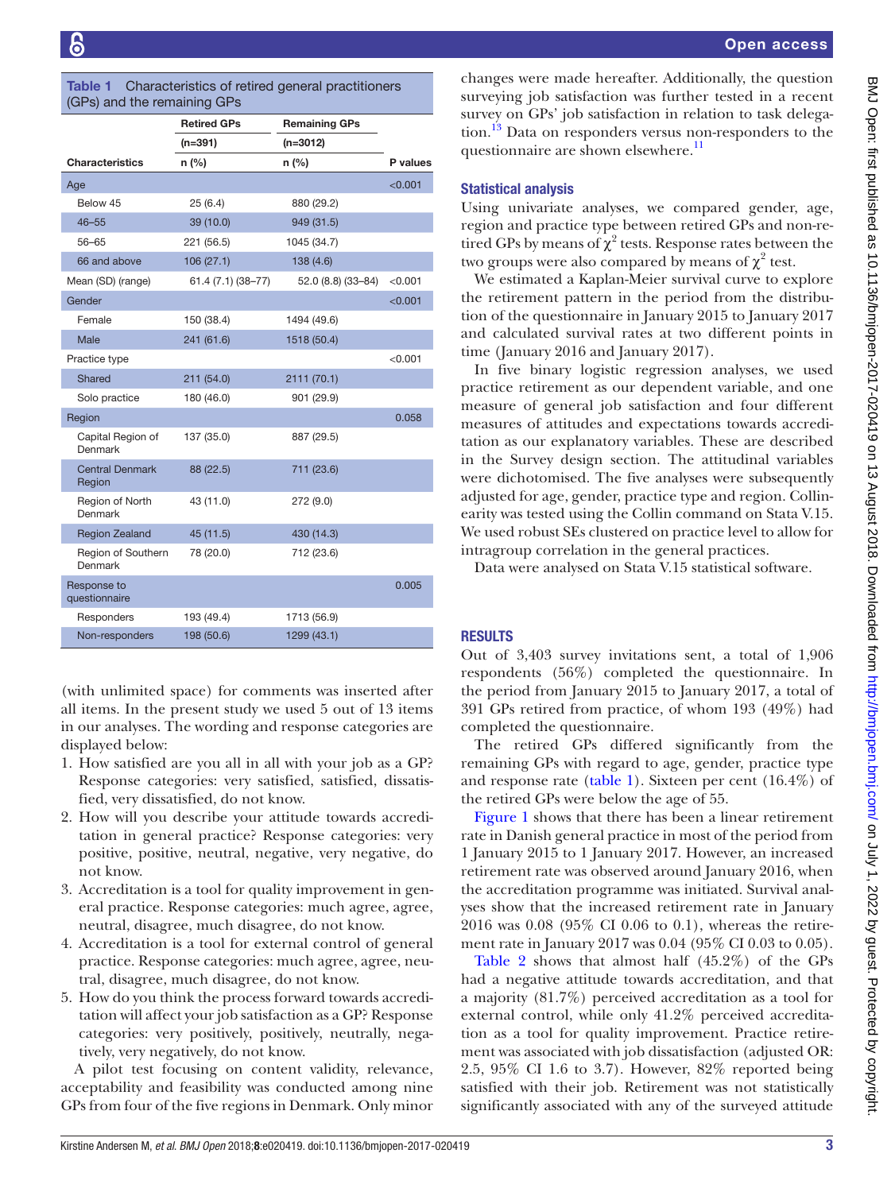Table 1 Characteristics of retired general practitioners (GPs) and the remaining GPs

| Characteristics | Retired GPs (n=391) n (%) | Remaining GPs (n=3012) n (%) | P values |
|---|---|---|---|
| Age | | | <0.001 |
| Below 45 | 25 (6.4) | 880 (29.2) | |
| 46–55 | 39 (10.0) | 949 (31.5) | |
| 56–65 | 221 (56.5) | 1045 (34.7) | |
| 66 and above | 106 (27.1) | 138 (4.6) | |
| Mean (SD) (range) | 61.4 (7.1) (38–77) | 52.0 (8.8) (33–84) | <0.001 |
| Gender | | | <0.001 |
| Female | 150 (38.4) | 1494 (49.6) | |
| Male | 241 (61.6) | 1518 (50.4) | |
| Practice type | | | <0.001 |
| Shared | 211 (54.0) | 2111 (70.1) | |
| Solo practice | 180 (46.0) | 901 (29.9) | |
| Region | | | 0.058 |
| Capital Region of Denmark | 137 (35.0) | 887 (29.5) | |
| Central Denmark Region | 88 (22.5) | 711 (23.6) | |
| Region of North Denmark | 43 (11.0) | 272 (9.0) | |
| Region Zealand | 45 (11.5) | 430 (14.3) | |
| Region of Southern Denmark | 78 (20.0) | 712 (23.6) | |
| Response to questionnaire | | | 0.005 |
| Responders | 193 (49.4) | 1713 (56.9) | |
| Non-responders | 198 (50.6) | 1299 (43.1) | |

(with unlimited space) for comments was inserted after all items. In the present study we used 5 out of 13 items in our analyses. The wording and response categories are displayed below:

1. How satisfied are you all in all with your job as a GP? Response categories: very satisfied, satisfied, dissatisfied, very dissatisfied, do not know.
2. How will you describe your attitude towards accreditation in general practice? Response categories: very positive, positive, neutral, negative, very negative, do not know.
3. Accreditation is a tool for quality improvement in general practice. Response categories: much agree, agree, neutral, disagree, much disagree, do not know.
4. Accreditation is a tool for external control of general practice. Response categories: much agree, agree, neutral, disagree, much disagree, do not know.
5. How do you think the process forward towards accreditation will affect your job satisfaction as a GP? Response categories: very positively, positively, neutrally, negatively, very negatively, do not know.

A pilot test focusing on content validity, relevance, acceptability and feasibility was conducted among nine GPs from four of the five regions in Denmark. Only minor changes were made hereafter. Additionally, the question surveying job satisfaction was further tested in a recent survey on GPs' job satisfaction in relation to task delegation.[13] Data on responders versus non-responders to the questionnaire are shown elsewhere.[11]

### Statistical analysis

Using univariate analyses, we compared gender, age, region and practice type between retired GPs and non-retired GPs by means of $\chi^2$ tests. Response rates between the two groups were also compared by means of $\chi^2$ test.

We estimated a Kaplan-Meier survival curve to explore the retirement pattern in the period from the distribution of the questionnaire in January 2015 to January 2017 and calculated survival rates at two different points in time (January 2016 and January 2017).

In five binary logistic regression analyses, we used practice retirement as our dependent variable, and one measure of general job satisfaction and four different measures of attitudes and expectations towards accreditation as our explanatory variables. These are described in the Survey design section. The attitudinal variables were dichotomised. The five analyses were subsequently adjusted for age, gender, practice type and region. Collinearity was tested using the Collin command on Stata V.15. We used robust SEs clustered on practice level to allow for intragroup correlation in the general practices.

Data were analysed on Stata V.15 statistical software.

## RESULTS

Out of 3,403 survey invitations sent, a total of 1,906 respondents (56%) completed the questionnaire. In the period from January 2015 to January 2017, a total of 391 GPs retired from practice, of whom 193 (49%) had completed the questionnaire.

The retired GPs differed significantly from the remaining GPs with regard to age, gender, practice type and response rate (table 1). Sixteen per cent (16.4%) of the retired GPs were below the age of 55.

Figure 1 shows that there has been a linear retirement rate in Danish general practice in most of the period from 1 January 2015 to 1 January 2017. However, an increased retirement rate was observed around January 2016, when the accreditation programme was initiated. Survival analyses show that the increased retirement rate in January 2016 was 0.08 (95% CI 0.06 to 0.1), whereas the retirement rate in January 2017 was 0.04 (95% CI 0.03 to 0.05).

Table 2 shows that almost half (45.2%) of the GPs had a negative attitude towards accreditation, and that a majority (81.7%) perceived accreditation as a tool for external control, while only 41.2% perceived accreditation as a tool for quality improvement. Practice retirement was associated with job dissatisfaction (adjusted OR: 2.5, 95% CI 1.6 to 3.7). However, 82% reported being satisfied with their job. Retirement was not statistically significantly associated with any of the surveyed attitude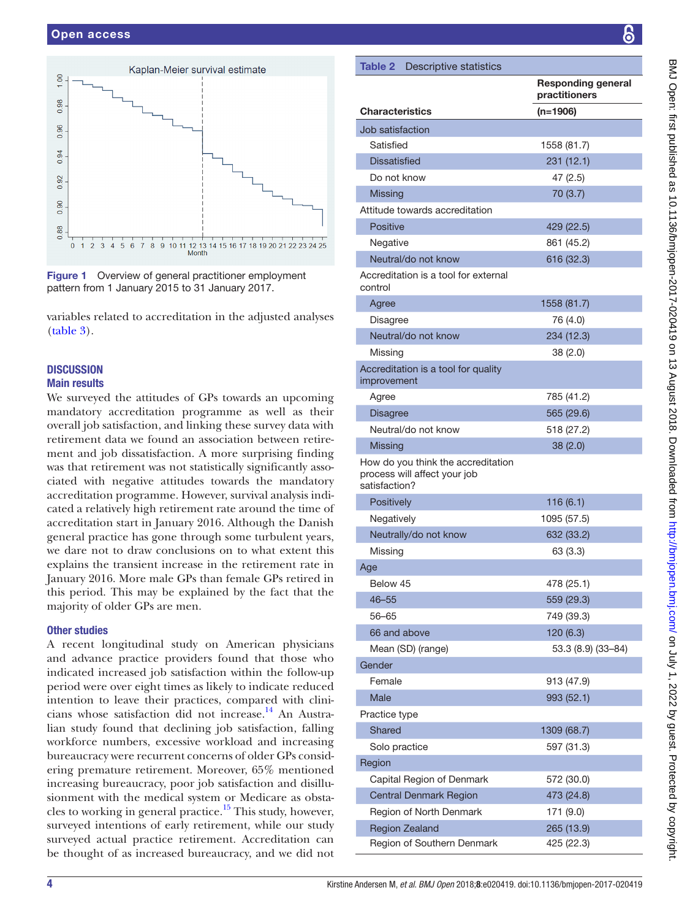Kaplan-Meier survival estimate

0.88 0.90 0.92 0.94 0.96 0.98 1.00

0 1 2 3 4 5 6 7 8 9 10 11 12 13 14 15 16 17 18 19 20 21 22 23 24 25

Month

**Figure 1** Overview of general practitioner employment pattern from 1 January 2015 to 31 January 2017.

variables related to accreditation in the adjusted analyses (table 3).

## DISCUSSION

### Main results

We surveyed the attitudes of GPs towards an upcoming mandatory accreditation programme as well as their overall job satisfaction, and linking these survey data with retirement data we found an association between retirement and job dissatisfaction. A more surprising finding was that retirement was not statistically significantly associated with negative attitudes towards the mandatory accreditation programme. However, survival analysis indicated a relatively high retirement rate around the time of accreditation start in January 2016. Although the Danish general practice has gone through some turbulent years, we dare not to draw conclusions on to what extent this explains the transient increase in the retirement rate in January 2016. More male GPs than female GPs retired in this period. This may be explained by the fact that the majority of older GPs are men.

### Other studies

A recent longitudinal study on American physicians and advance practice providers found that those who indicated increased job satisfaction within the follow-up period were over eight times as likely to indicate reduced intention to leave their practices, compared with clinicians whose satisfaction did not increase.[14] An Australian study found that declining job satisfaction, falling workforce numbers, excessive workload and increasing bureaucracy were recurrent concerns of older GPs considering premature retirement. Moreover, 65% mentioned increasing bureaucracy, poor job satisfaction and disillusionment with the medical system or Medicare as obstacles to working in general practice.[15] This study, however, surveyed intentions of early retirement, while our study surveyed actual practice retirement. Accreditation can be thought of as increased bureaucracy, and we did not

**Table 2** Descriptive statistics

| Characteristics | Responding general practitioners (n=1906) |
|---|---|
| **Job satisfaction** | |
| Satisfied | 1558 (81.7) |
| Dissatisfied | 231 (12.1) |
| Do not know | 47 (2.5) |
| Missing | 70 (3.7) |
| **Attitude towards accreditation** | |
| Positive | 429 (22.5) |
| Negative | 861 (45.2) |
| Neutral/do not know | 616 (32.3) |
| **Accreditation is a tool for external control** | |
| Agree | 1558 (81.7) |
| Disagree | 76 (4.0) |
| Neutral/do not know | 234 (12.3) |
| Missing | 38 (2.0) |
| **Accreditation is a tool for quality improvement** | |
| Agree | 785 (41.2) |
| Disagree | 565 (29.6) |
| Neutral/do not know | 518 (27.2) |
| Missing | 38 (2.0) |
| **How do you think the accreditation process will affect your job satisfaction?** | |
| Positively | 116 (6.1) |
| Negatively | 1095 (57.5) |
| Neutrally/do not know | 632 (33.2) |
| Missing | 63 (3.3) |
| **Age** | |
| Below 45 | 478 (25.1) |
| 46–55 | 559 (29.3) |
| 56–65 | 749 (39.3) |
| 66 and above | 120 (6.3) |
| Mean (SD) (range) | 53.3 (8.9) (33–84) |
| **Gender** | |
| Female | 913 (47.9) |
| Male | 993 (52.1) |
| **Practice type** | |
| Shared | 1309 (68.7) |
| Solo practice | 597 (31.3) |
| **Region** | |
| Capital Region of Denmark | 572 (30.0) |
| Central Denmark Region | 473 (24.8) |
| Region of North Denmark | 171 (9.0) |
| Region Zealand | 265 (13.9) |
| Region of Southern Denmark | 425 (22.3) |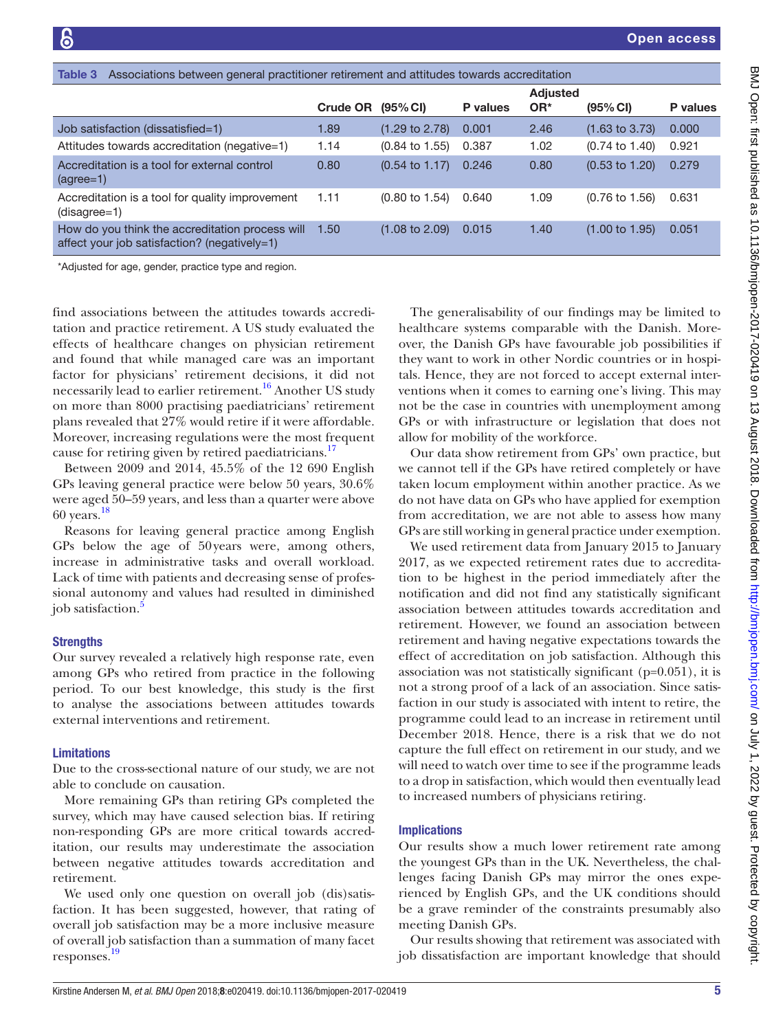Table 3 Associations between general practitioner retirement and attitudes towards accreditation

| | Crude OR | (95% CI) | P values | Adjusted OR* | (95% CI) | P values |
|---|---|---|---|---|---|---|
| Job satisfaction (dissatisfied=1) | 1.89 | (1.29 to 2.78) | 0.001 | 2.46 | (1.63 to 3.73) | 0.000 |
| Attitudes towards accreditation (negative=1) | 1.14 | (0.84 to 1.55) | 0.387 | 1.02 | (0.74 to 1.40) | 0.921 |
| Accreditation is a tool for external control (agree=1) | 0.80 | (0.54 to 1.17) | 0.246 | 0.80 | (0.53 to 1.20) | 0.279 |
| Accreditation is a tool for quality improvement (disagree=1) | 1.11 | (0.80 to 1.54) | 0.640 | 1.09 | (0.76 to 1.56) | 0.631 |
| How do you think the accreditation process will affect your job satisfaction? (negatively=1) | 1.50 | (1.08 to 2.09) | 0.015 | 1.40 | (1.00 to 1.95) | 0.051 |

*Adjusted for age, gender, practice type and region.

find associations between the attitudes towards accreditation and practice retirement. A US study evaluated the effects of healthcare changes on physician retirement and found that while managed care was an important factor for physicians' retirement decisions, it did not necessarily lead to earlier retirement.[16] Another US study on more than 8000 practising paediatricians' retirement plans revealed that 27% would retire if it were affordable. Moreover, increasing regulations were the most frequent cause for retiring given by retired paediatricians.[17]

Between 2009 and 2014, 45.5% of the 12 690 English GPs leaving general practice were below 50 years, 30.6% were aged 50–59 years, and less than a quarter were above 60 years.[18]

Reasons for leaving general practice among English GPs below the age of 50 years were, among others, increase in administrative tasks and overall workload. Lack of time with patients and decreasing sense of professional autonomy and values had resulted in diminished job satisfaction.[5]

### Strengths

Our survey revealed a relatively high response rate, even among GPs who retired from practice in the following period. To our best knowledge, this study is the first to analyse the associations between attitudes towards external interventions and retirement.

### Limitations

Due to the cross-sectional nature of our study, we are not able to conclude on causation.

More remaining GPs than retiring GPs completed the survey, which may have caused selection bias. If retiring non-responding GPs are more critical towards accreditation, our results may underestimate the association between negative attitudes towards accreditation and retirement.

We used only one question on overall job (dis)satisfaction. It has been suggested, however, that rating of overall job satisfaction may be a more inclusive measure of overall job satisfaction than a summation of many facet responses.[19]

The generalisability of our findings may be limited to healthcare systems comparable with the Danish. Moreover, the Danish GPs have favourable job possibilities if they want to work in other Nordic countries or in hospitals. Hence, they are not forced to accept external interventions when it comes to earning one's living. This may not be the case in countries with unemployment among GPs or with infrastructure or legislation that does not allow for mobility of the workforce.

Our data show retirement from GPs' own practice, but we cannot tell if the GPs have retired completely or have taken locum employment within another practice. As we do not have data on GPs who have applied for exemption from accreditation, we are not able to assess how many GPs are still working in general practice under exemption.

We used retirement data from January 2015 to January 2017, as we expected retirement rates due to accreditation to be highest in the period immediately after the notification and did not find any statistically significant association between attitudes towards accreditation and retirement. However, we found an association between retirement and having negative expectations towards the effect of accreditation on job satisfaction. Although this association was not statistically significant (p=0.051), it is not a strong proof of a lack of an association. Since satisfaction in our study is associated with intent to retire, the programme could lead to an increase in retirement until December 2018. Hence, there is a risk that we do not capture the full effect on retirement in our study, and we will need to watch over time to see if the programme leads to a drop in satisfaction, which would then eventually lead to increased numbers of physicians retiring.

### Implications

Our results show a much lower retirement rate among the youngest GPs than in the UK. Nevertheless, the challenges facing Danish GPs may mirror the ones experienced by English GPs, and the UK conditions should be a grave reminder of the constraints presumably also meeting Danish GPs.

Our results showing that retirement was associated with job dissatisfaction are important knowledge that should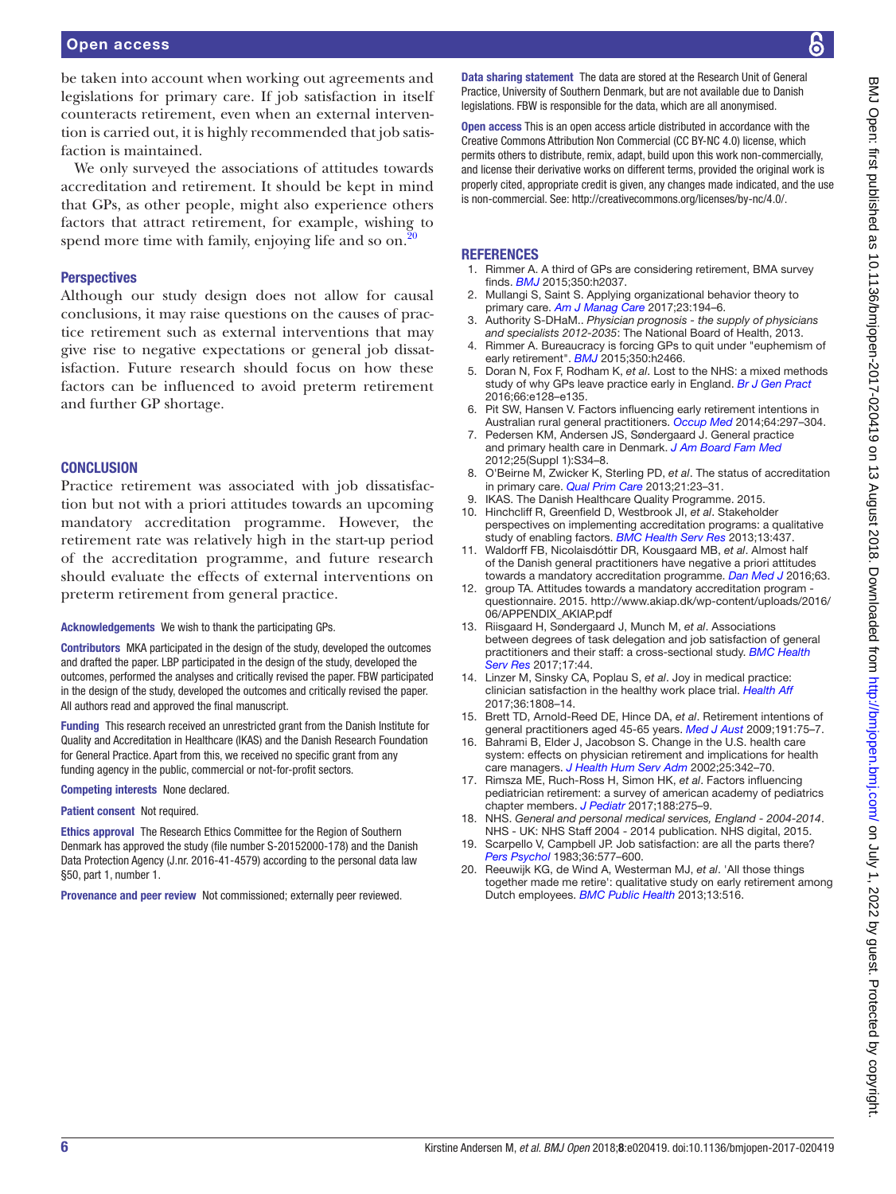be taken into account when working out agreements and legislations for primary care. If job satisfaction in itself counteracts retirement, even when an external intervention is carried out, it is highly recommended that job satisfaction is maintained.

We only surveyed the associations of attitudes towards accreditation and retirement. It should be kept in mind that GPs, as other people, might also experience others factors that attract retirement, for example, wishing to spend more time with family, enjoying life and so on.[20]

### Perspectives

Although our study design does not allow for causal conclusions, it may raise questions on the causes of practice retirement such as external interventions that may give rise to negative expectations or general job dissatisfaction. Future research should focus on how these factors can be influenced to avoid preterm retirement and further GP shortage.

## CONCLUSION

Practice retirement was associated with job dissatisfaction but not with a priori attitudes towards an upcoming mandatory accreditation programme. However, the retirement rate was relatively high in the start-up period of the accreditation programme, and future research should evaluate the effects of external interventions on preterm retirement from general practice.

**Acknowledgements** We wish to thank the participating GPs.

**Contributors** MKA participated in the design of the study, developed the outcomes and drafted the paper. LBP participated in the design of the study, developed the outcomes, performed the analyses and critically revised the paper. FBW participated in the design of the study, developed the outcomes and critically revised the paper. All authors read and approved the final manuscript.

**Funding** This research received an unrestricted grant from the Danish Institute for Quality and Accreditation in Healthcare (IKAS) and the Danish Research Foundation for General Practice. Apart from this, we received no specific grant from any funding agency in the public, commercial or not-for-profit sectors.

**Competing interests** None declared.

**Patient consent** Not required.

**Ethics approval** The Research Ethics Committee for the Region of Southern Denmark has approved the study (file number S-20152000-178) and the Danish Data Protection Agency (J.nr. 2016-41-4579) according to the personal data law §50, part 1, number 1.

**Provenance and peer review** Not commissioned; externally peer reviewed.

**Data sharing statement** The data are stored at the Research Unit of General Practice, University of Southern Denmark, but are not available due to Danish legislations. FBW is responsible for the data, which are all anonymised.

**Open access** This is an open access article distributed in accordance with the Creative Commons Attribution Non Commercial (CC BY-NC 4.0) license, which permits others to distribute, remix, adapt, build upon this work non-commercially, and license their derivative works on different terms, provided the original work is properly cited, appropriate credit is given, any changes made indicated, and the use is non-commercial. See: http://creativecommons.org/licenses/by-nc/4.0/.

## REFERENCES

1. Rimmer A. A third of GPs are considering retirement, BMA survey finds. *BMJ* 2015;350:h2037.
2. Mullangi S, Saint S. Applying organizational behavior theory to primary care. *Am J Manag Care* 2017;23:194–6.
3. Authority S-DHaM.. *Physician prognosis - the supply of physicians and specialists 2012-2035*: The National Board of Health, 2013.
4. Rimmer A. Bureaucracy is forcing GPs to quit under "euphemism of early retirement". *BMJ* 2015;350:h2466.
5. Doran N, Fox F, Rodham K, *et al*. Lost to the NHS: a mixed methods study of why GPs leave practice early in England. *Br J Gen Pract* 2016;66:e128–e135.
6. Pit SW, Hansen V. Factors influencing early retirement intentions in Australian rural general practitioners. *Occup Med* 2014;64:297–304.
7. Pedersen KM, Andersen JS, Søndergaard J. General practice and primary health care in Denmark. *J Am Board Fam Med* 2012;25(Suppl 1):S34–8.
8. O'Beirne M, Zwicker K, Sterling PD, *et al*. The status of accreditation in primary care. *Qual Prim Care* 2013;21:23–31.
9. IKAS. The Danish Healthcare Quality Programme. 2015.
10. Hinchcliff R, Greenfield D, Westbrook JI, *et al*. Stakeholder perspectives on implementing accreditation programs: a qualitative study of enabling factors. *BMC Health Serv Res* 2013;13:437.
11. Waldorff FB, Nicolaisdóttir DR, Kousgaard MB, *et al*. Almost half of the Danish general practitioners have negative a priori attitudes towards a mandatory accreditation programme. *Dan Med J* 2016;63.
12. group TA. Attitudes towards a mandatory accreditation program - questionnaire. 2015. http://www.akiap.dk/wp-content/uploads/2016/06/APPENDIX_AKIAP.pdf
13. Riisgaard H, Søndergaard J, Munch M, *et al*. Associations between degrees of task delegation and job satisfaction of general practitioners and their staff: a cross-sectional study. *BMC Health Serv Res* 2017;17:44.
14. Linzer M, Sinsky CA, Poplau S, *et al*. Joy in medical practice: clinician satisfaction in the healthy work place trial. *Health Aff* 2017;36:1808–14.
15. Brett TD, Arnold-Reed DE, Hince DA, *et al*. Retirement intentions of general practitioners aged 45-65 years. *Med J Aust* 2009;191:75–7.
16. Bahrami B, Elder J, Jacobson S. Change in the U.S. health care system: effects on physician retirement and implications for health care managers. *J Health Hum Serv Adm* 2002;25:342–70.
17. Rimsza ME, Ruch-Ross H, Simon HK, *et al*. Factors influencing pediatrician retirement: a survey of american academy of pediatrics chapter members. *J Pediatr* 2017;188:275–9.
18. NHS. *General and personal medical services, England - 2004-2014*. NHS - UK: NHS Staff 2004 - 2014 publication. NHS digital, 2015.
19. Scarpello V, Campbell JP. Job satisfaction: are all the parts there? *Pers Psychol* 1983;36:577–600.
20. Reeuwijk KG, de Wind A, Westerman MJ, *et al*. 'All those things together made me retire': qualitative study on early retirement among Dutch employees. *BMC Public Health* 2013;13:516.